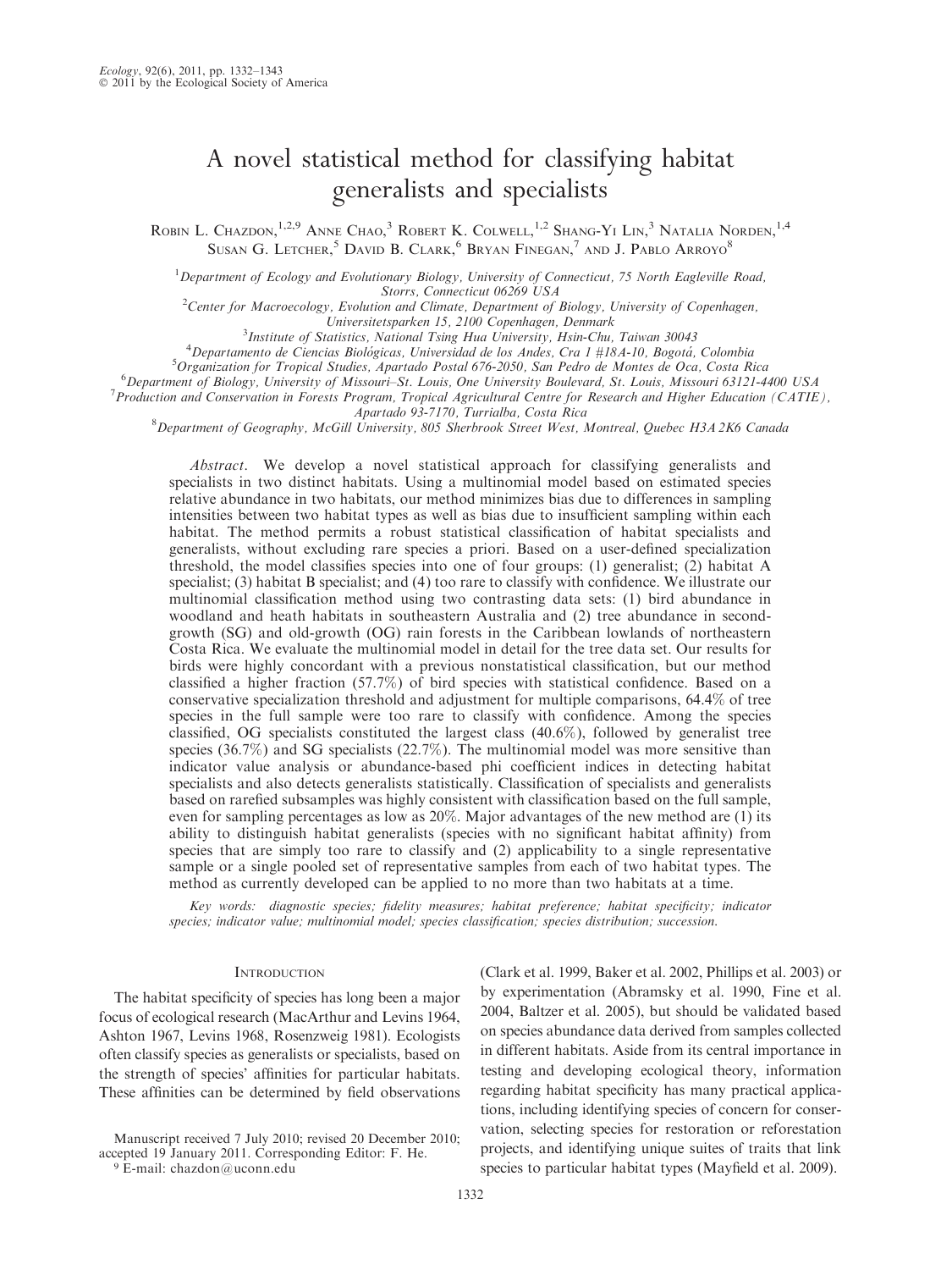# A novel statistical method for classifying habitat generalists and specialists

Robin L. Chazdon,[1,2,9] Anne Chao,[3] Robert K. Colwell,[1,2] Shang-Yi Lin,[3] Natalia Norden,[1,4] Susan G. Letcher,[5] David B. Clark,[6] Bryan Finegan,[7] and J. Pablo Arroyo[8]

[1]Department of Ecology and Evolutionary Biology, University of Connecticut, 75 North Eagleville Road, Storrs, Connecticut 06269 USA

[2]Center for Macroecology, Evolution and Climate, Department of Biology, University of Copenhagen, Universitetsparken 15, 2100 Copenhagen, Denmark

[3]Institute of Statistics, National Tsing Hua University, Hsin-Chu, Taiwan 30043

[4]Departamento de Ciencias Biológicas, Universidad de los Andes, Cra 1 #18A-10, Bogotá, Colombia

[5]Organization for Tropical Studies, Apartado Postal 676-2050, San Pedro de Montes de Oca, Costa Rica

[6]Department of Biology, University of Missouri–St. Louis, One University Boulevard, St. Louis, Missouri 63121-4400 USA

[7]Production and Conservation in Forests Program, Tropical Agricultural Centre for Research and Higher Education (CATIE), Apartado 93-7170, Turrialba, Costa Rica

[8]Department of Geography, McGill University, 805 Sherbrook Street West, Montreal, Quebec H3A 2K6 Canada

*Abstract.* We develop a novel statistical approach for classifying generalists and specialists in two distinct habitats. Using a multinomial model based on estimated species relative abundance in two habitats, our method minimizes bias due to differences in sampling intensities between two habitat types as well as bias due to insufficient sampling within each habitat. The method permits a robust statistical classification of habitat specialists and generalists, without excluding rare species a priori. Based on a user-defined specialization threshold, the model classifies species into one of four groups: (1) generalist; (2) habitat A specialist; (3) habitat B specialist; and (4) too rare to classify with confidence. We illustrate our multinomial classification method using two contrasting data sets: (1) bird abundance in woodland and heath habitats in southeastern Australia and (2) tree abundance in second-growth (SG) and old-growth (OG) rain forests in the Caribbean lowlands of northeastern Costa Rica. We evaluate the multinomial model in detail for the tree data set. Our results for birds were highly concordant with a previous nonstatistical classification, but our method classified a higher fraction (57.7%) of bird species with statistical confidence. Based on a conservative specialization threshold and adjustment for multiple comparisons, 64.4% of tree species in the full sample were too rare to classify with confidence. Among the species classified, OG specialists constituted the largest class (40.6%), followed by generalist tree species (36.7%) and SG specialists (22.7%). The multinomial model was more sensitive than indicator value analysis or abundance-based phi coefficient indices in detecting habitat specialists and also detects generalists statistically. Classification of specialists and generalists based on rarefied subsamples was highly consistent with classification based on the full sample, even for sampling percentages as low as 20%. Major advantages of the new method are (1) its ability to distinguish habitat generalists (species with no significant habitat affinity) from species that are simply too rare to classify and (2) applicability to a single representative sample or a single pooled set of representative samples from each of two habitat types. The method as currently developed can be applied to no more than two habitats at a time.

*Key words:* diagnostic species; fidelity measures; habitat preference; habitat specificity; indicator species; indicator value; multinomial model; species classification; species distribution; succession.

## Introduction

The habitat specificity of species has long been a major focus of ecological research (MacArthur and Levins 1964, Ashton 1967, Levins 1968, Rosenzweig 1981). Ecologists often classify species as generalists or specialists, based on the strength of species' affinities for particular habitats. These affinities can be determined by field observations (Clark et al. 1999, Baker et al. 2002, Phillips et al. 2003) or by experimentation (Abramsky et al. 1990, Fine et al. 2004, Baltzer et al. 2005), but should be validated based on species abundance data derived from samples collected in different habitats. Aside from its central importance in testing and developing ecological theory, information regarding habitat specificity has many practical applications, including identifying species of concern for conservation, selecting species for restoration or reforestation projects, and identifying unique suites of traits that link species to particular habitat types (Mayfield et al. 2009).

Manuscript received 7 July 2010; revised 20 December 2010; accepted 19 January 2011. Corresponding Editor: F. He.

[9] E-mail: chazdon@uconn.edu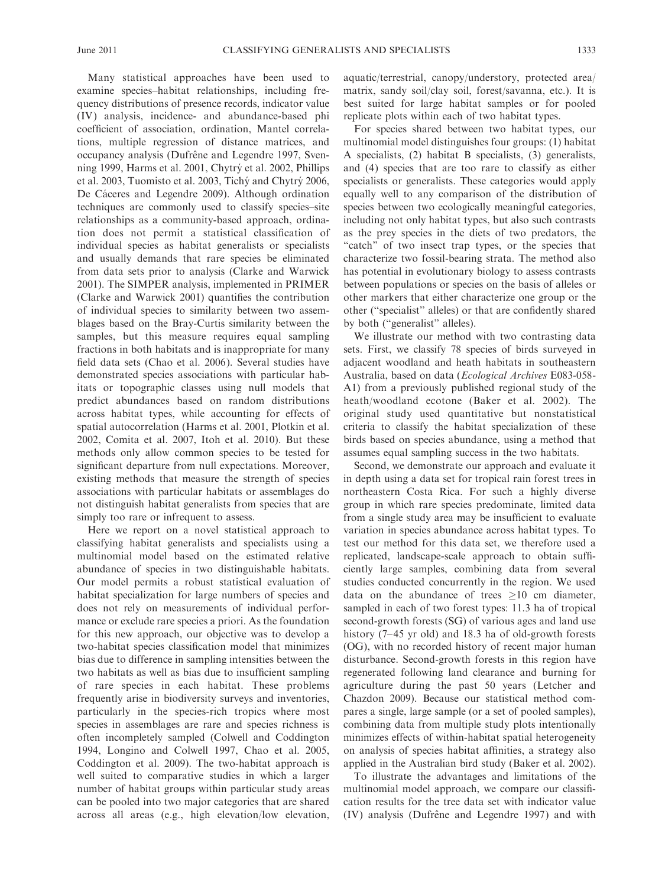Many statistical approaches have been used to examine species–habitat relationships, including frequency distributions of presence records, indicator value (IV) analysis, incidence- and abundance-based phi coefficient of association, ordination, Mantel correlations, multiple regression of distance matrices, and occupancy analysis (Dufrêne and Legendre 1997, Svenning 1999, Harms et al. 2001, Chytrý et al. 2002, Phillips et al. 2003, Tuomisto et al. 2003, Tichý and Chytrý 2006, De Cáceres and Legendre 2009). Although ordination techniques are commonly used to classify species–site relationships as a community-based approach, ordination does not permit a statistical classification of individual species as habitat generalists or specialists and usually demands that rare species be eliminated from data sets prior to analysis (Clarke and Warwick 2001). The SIMPER analysis, implemented in PRIMER (Clarke and Warwick 2001) quantifies the contribution of individual species to similarity between two assemblages based on the Bray-Curtis similarity between the samples, but this measure requires equal sampling fractions in both habitats and is inappropriate for many field data sets (Chao et al. 2006). Several studies have demonstrated species associations with particular habitats or topographic classes using null models that predict abundances based on random distributions across habitat types, while accounting for effects of spatial autocorrelation (Harms et al. 2001, Plotkin et al. 2002, Comita et al. 2007, Itoh et al. 2010). But these methods only allow common species to be tested for significant departure from null expectations. Moreover, existing methods that measure the strength of species associations with particular habitats or assemblages do not distinguish habitat generalists from species that are simply too rare or infrequent to assess.

Here we report on a novel statistical approach to classifying habitat generalists and specialists using a multinomial model based on the estimated relative abundance of species in two distinguishable habitats. Our model permits a robust statistical evaluation of habitat specialization for large numbers of species and does not rely on measurements of individual performance or exclude rare species a priori. As the foundation for this new approach, our objective was to develop a two-habitat species classification model that minimizes bias due to difference in sampling intensities between the two habitats as well as bias due to insufficient sampling of rare species in each habitat. These problems frequently arise in biodiversity surveys and inventories, particularly in the species-rich tropics where most species in assemblages are rare and species richness is often incompletely sampled (Colwell and Coddington 1994, Longino and Colwell 1997, Chao et al. 2005, Coddington et al. 2009). The two-habitat approach is well suited to comparative studies in which a larger number of habitat groups within particular study areas can be pooled into two major categories that are shared across all areas (e.g., high elevation/low elevation, aquatic/terrestrial, canopy/understory, protected area/matrix, sandy soil/clay soil, forest/savanna, etc.). It is best suited for large habitat samples or for pooled replicate plots within each of two habitat types.

For species shared between two habitat types, our multinomial model distinguishes four groups: (1) habitat A specialists, (2) habitat B specialists, (3) generalists, and (4) species that are too rare to classify as either specialists or generalists. These categories would apply equally well to any comparison of the distribution of species between two ecologically meaningful categories, including not only habitat types, but also such contrasts as the prey species in the diets of two predators, the "catch" of two insect trap types, or the species that characterize two fossil-bearing strata. The method also has potential in evolutionary biology to assess contrasts between populations or species on the basis of alleles or other markers that either characterize one group or the other ("specialist" alleles) or that are confidently shared by both ("generalist" alleles).

We illustrate our method with two contrasting data sets. First, we classify 78 species of birds surveyed in adjacent woodland and heath habitats in southeastern Australia, based on data (*Ecological Archives* E083-058-A1) from a previously published regional study of the heath/woodland ecotone (Baker et al. 2002). The original study used quantitative but nonstatistical criteria to classify the habitat specialization of these birds based on species abundance, using a method that assumes equal sampling success in the two habitats.

Second, we demonstrate our approach and evaluate it in depth using a data set for tropical rain forest trees in northeastern Costa Rica. For such a highly diverse group in which rare species predominate, limited data from a single study area may be insufficient to evaluate variation in species abundance across habitat types. To test our method for this data set, we therefore used a replicated, landscape-scale approach to obtain sufficiently large samples, combining data from several studies conducted concurrently in the region. We used data on the abundance of trees $\geq$10 cm diameter, sampled in each of two forest types: 11.3 ha of tropical second-growth forests (SG) of various ages and land use history (7–45 yr old) and 18.3 ha of old-growth forests (OG), with no recorded history of recent major human disturbance. Second-growth forests in this region have regenerated following land clearance and burning for agriculture during the past 50 years (Letcher and Chazdon 2009). Because our statistical method compares a single, large sample (or a set of pooled samples), combining data from multiple study plots intentionally minimizes effects of within-habitat spatial heterogeneity on analysis of species habitat affinities, a strategy also applied in the Australian bird study (Baker et al. 2002).

To illustrate the advantages and limitations of the multinomial model approach, we compare our classification results for the tree data set with indicator value (IV) analysis (Dufrêne and Legendre 1997) and with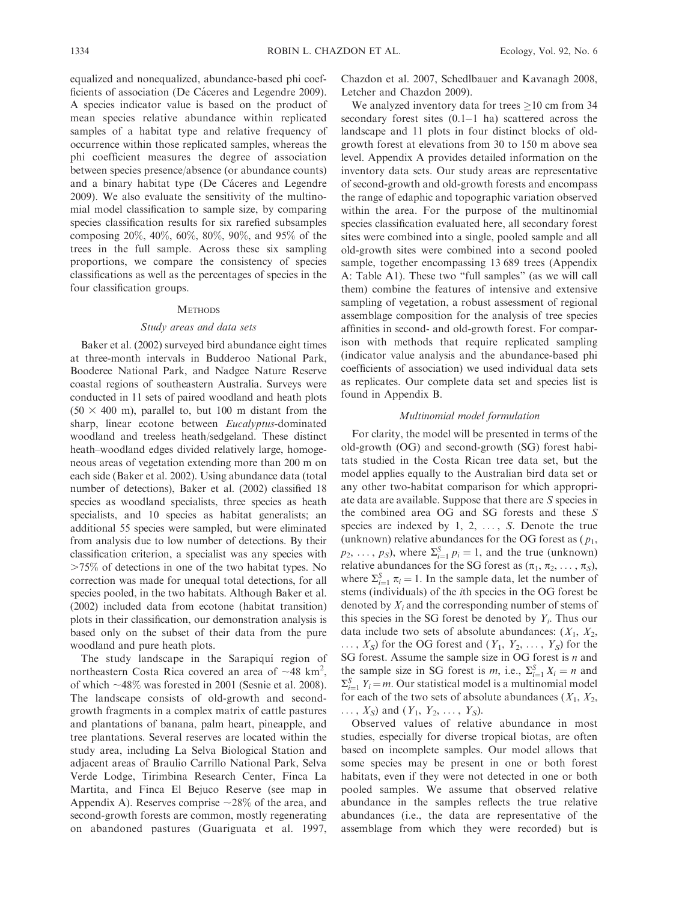equalized and nonequalized, abundance-based phi coefficients of association (De Cáceres and Legendre 2009). A species indicator value is based on the product of mean species relative abundance within replicated samples of a habitat type and relative frequency of occurrence within those replicated samples, whereas the phi coefficient measures the degree of association between species presence/absence (or abundance counts) and a binary habitat type (De Cáceres and Legendre 2009). We also evaluate the sensitivity of the multinomial model classification to sample size, by comparing species classification results for six rarefied subsamples composing 20%, 40%, 60%, 80%, 90%, and 95% of the trees in the full sample. Across these six sampling proportions, we compare the consistency of species classifications as well as the percentages of species in the four classification groups.

## Methods

### Study areas and data sets

Baker et al. (2002) surveyed bird abundance eight times at three-month intervals in Budderoo National Park, Booderee National Park, and Nadgee Nature Reserve coastal regions of southeastern Australia. Surveys were conducted in 11 sets of paired woodland and heath plots ($50 \times 400$ m), parallel to, but 100 m distant from the sharp, linear ecotone between *Eucalyptus*-dominated woodland and treeless heath/sedgeland. These distinct heath–woodland edges divided relatively large, homogeneous areas of vegetation extending more than 200 m on each side (Baker et al. 2002). Using abundance data (total number of detections), Baker et al. (2002) classified 18 species as woodland specialists, three species as heath specialists, and 10 species as habitat generalists; an additional 55 species were sampled, but were eliminated from analysis due to low number of detections. By their classification criterion, a specialist was any species with >75% of detections in one of the two habitat types. No correction was made for unequal total detections, for all species pooled, in the two habitats. Although Baker et al. (2002) included data from ecotone (habitat transition) plots in their classification, our demonstration analysis is based only on the subset of their data from the pure woodland and pure heath plots.

The study landscape in the Sarapiquí region of northeastern Costa Rica covered an area of ~48 km$^2$, of which ~48% was forested in 2001 (Sesnie et al. 2008). The landscape consists of old-growth and second-growth fragments in a complex matrix of cattle pastures and plantations of banana, palm heart, pineapple, and tree plantations. Several reserves are located within the study area, including La Selva Biological Station and adjacent areas of Braulio Carrillo National Park, Selva Verde Lodge, Tirimbina Research Center, Finca La Martita, and Finca El Bejuco Reserve (see map in Appendix A). Reserves comprise ~28% of the area, and second-growth forests are common, mostly regenerating on abandoned pastures (Guariguata et al. 1997, Chazdon et al. 2007, Schedlbauer and Kavanagh 2008, Letcher and Chazdon 2009).

We analyzed inventory data for trees ≥10 cm from 34 secondary forest sites (0.1–1 ha) scattered across the landscape and 11 plots in four distinct blocks of old-growth forest at elevations from 30 to 150 m above sea level. Appendix A provides detailed information on the inventory data sets. Our study areas are representative of second-growth and old-growth forests and encompass the range of edaphic and topographic variation observed within the area. For the purpose of the multinomial species classification evaluated here, all secondary forest sites were combined into a single, pooled sample and all old-growth sites were combined into a second pooled sample, together encompassing 13 689 trees (Appendix A: Table A1). These two "full samples" (as we will call them) combine the features of intensive and extensive sampling of vegetation, a robust assessment of regional assemblage composition for the analysis of tree species affinities in second- and old-growth forest. For comparison with methods that require replicated sampling (indicator value analysis and the abundance-based phi coefficients of association) we used individual data sets as replicates. Our complete data set and species list is found in Appendix B.

### Multinomial model formulation

For clarity, the model will be presented in terms of the old-growth (OG) and second-growth (SG) forest habitats studied in the Costa Rican tree data set, but the model applies equally to the Australian bird data set or any other two-habitat comparison for which appropriate data are available. Suppose that there are $S$ species in the combined area OG and SG forests and these $S$ species are indexed by 1, 2, ..., $S$. Denote the true (unknown) relative abundances for the OG forest as $(p_1, p_2, \ldots, p_S)$, where $\Sigma_{i=1}^{S} p_i = 1$, and the true (unknown) relative abundances for the SG forest as $(\pi_1, \pi_2, \ldots, \pi_S)$, where $\Sigma_{i=1}^{S} \pi_i = 1$. In the sample data, let the number of stems (individuals) of the $i$th species in the OG forest be denoted by $X_i$ and the corresponding number of stems of this species in the SG forest be denoted by $Y_i$. Thus our data include two sets of absolute abundances: $(X_1, X_2, \ldots, X_S)$ for the OG forest and $(Y_1, Y_2, \ldots, Y_S)$ for the SG forest. Assume the sample size in OG forest is $n$ and the sample size in SG forest is $m$, i.e., $\Sigma_{i=1}^{S} X_i = n$ and $\Sigma_{i=1}^{S} Y_i = m$. Our statistical model is a multinomial model for each of the two sets of absolute abundances $(X_1, X_2, \ldots, X_S)$ and $(Y_1, Y_2, \ldots, Y_S)$.

Observed values of relative abundance in most studies, especially for diverse tropical biotas, are often based on incomplete samples. Our model allows that some species may be present in one or both forest habitats, even if they were not detected in one or both pooled samples. We assume that observed relative abundance in the samples reflects the true relative abundances (i.e., the data are representative of the assemblage from which they were recorded) but is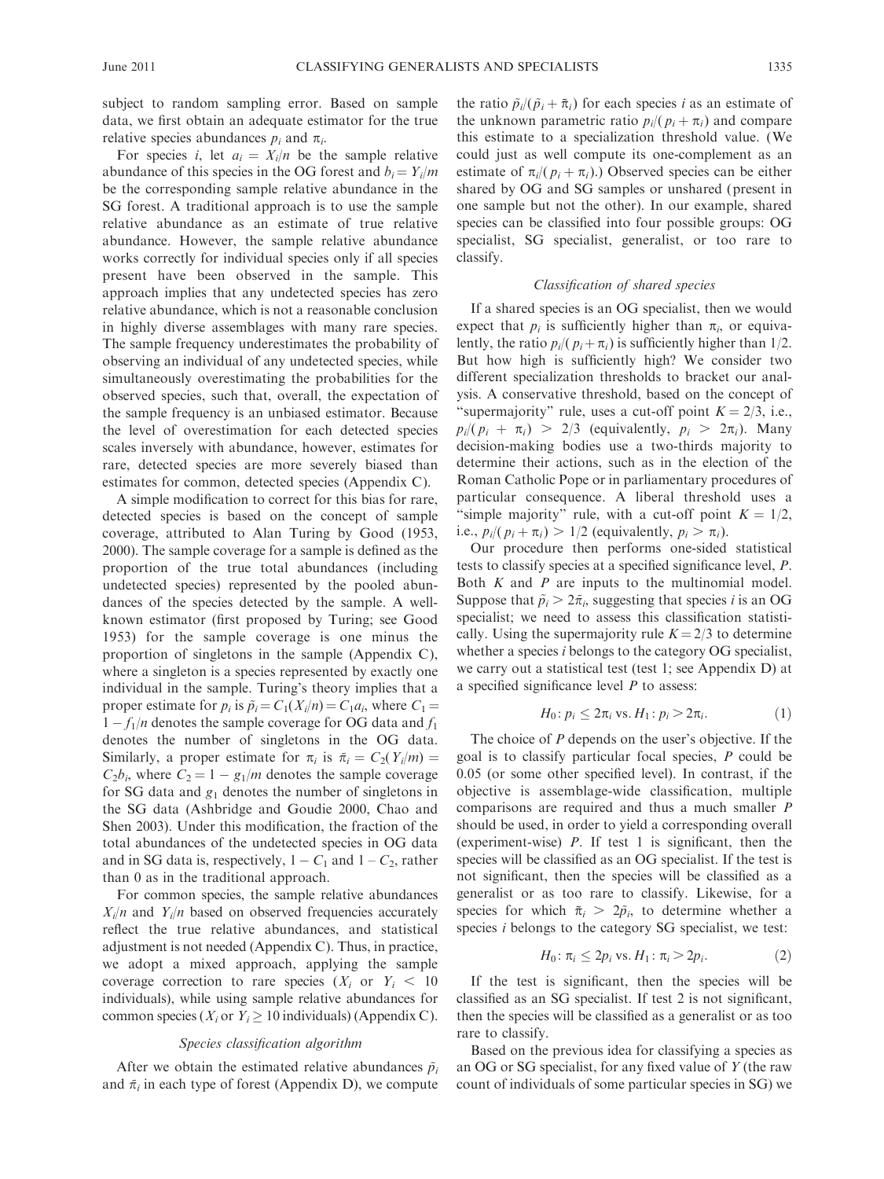subject to random sampling error. Based on sample data, we first obtain an adequate estimator for the true relative species abundances $p_i$ and $\pi_i$.

For species $i$, let $a_i = X_i/n$ be the sample relative abundance of this species in the OG forest and $b_i = Y_i/m$ be the corresponding sample relative abundance in the SG forest. A traditional approach is to use the sample relative abundance as an estimate of true relative abundance. However, the sample relative abundance works correctly for individual species only if all species present have been observed in the sample. This approach implies that any undetected species has zero relative abundance, which is not a reasonable conclusion in highly diverse assemblages with many rare species. The sample frequency underestimates the probability of observing an individual of any undetected species, while simultaneously overestimating the probabilities for the observed species, such that, overall, the expectation of the sample frequency is an unbiased estimator. Because the level of overestimation for each detected species scales inversely with abundance, however, estimates for rare, detected species are more severely biased than estimates for common, detected species (Appendix C).

A simple modification to correct for this bias for rare, detected species is based on the concept of sample coverage, attributed to Alan Turing by Good (1953, 2000). The sample coverage for a sample is defined as the proportion of the true total abundances (including undetected species) represented by the pooled abundances of the species detected by the sample. A well-known estimator (first proposed by Turing; see Good 1953) for the sample coverage is one minus the proportion of singletons in the sample (Appendix C), where a singleton is a species represented by exactly one individual in the sample. Turing's theory implies that a proper estimate for $p_i$ is $\tilde{p}_i = C_1(X_i/n) = C_1a_i$, where $C_1 = 1 - f_1/n$ denotes the sample coverage for OG data and $f_1$ denotes the number of singletons in the OG data. Similarly, a proper estimate for $\pi_i$ is $\tilde{\pi}_i = C_2(Y_i/m) = C_2b_i$, where $C_2 = 1 - g_1/m$ denotes the sample coverage for SG data and $g_1$ denotes the number of singletons in the SG data (Ashbridge and Goudie 2000, Chao and Shen 2003). Under this modification, the fraction of the total abundances of the undetected species in OG data and in SG data is, respectively, $1 - C_1$ and $1 - C_2$, rather than 0 as in the traditional approach.

For common species, the sample relative abundances $X_i/n$ and $Y_i/n$ based on observed frequencies accurately reflect the true relative abundances, and statistical adjustment is not needed (Appendix C). Thus, in practice, we adopt a mixed approach, applying the sample coverage correction to rare species ($X_i$ or $Y_i < 10$ individuals), while using sample relative abundances for common species ($X_i$ or $Y_i \geq 10$ individuals) (Appendix C).

### *Species classification algorithm*

After we obtain the estimated relative abundances $\tilde{p}_i$ and $\tilde{\pi}_i$ in each type of forest (Appendix D), we compute the ratio $\tilde{p}_i/(\tilde{p}_i + \tilde{\pi}_i)$ for each species $i$ as an estimate of the unknown parametric ratio $p_i/(p_i + \pi_i)$ and compare this estimate to a specialization threshold value. (We could just as well compute its one-complement as an estimate of $\pi_i/(p_i + \pi_i)$.) Observed species can be either shared by OG and SG samples or unshared (present in one sample but not the other). In our example, shared species can be classified into four possible groups: OG specialist, SG specialist, generalist, or too rare to classify.

### *Classification of shared species*

If a shared species is an OG specialist, then we would expect that $p_i$ is sufficiently higher than $\pi_i$, or equivalently, the ratio $p_i/(p_i + \pi_i)$ is sufficiently higher than 1/2. But how high is sufficiently high? We consider two different specialization thresholds to bracket our analysis. A conservative threshold, based on the concept of "supermajority" rule, uses a cut-off point $K = 2/3$, i.e., $p_i/(p_i + \pi_i) > 2/3$ (equivalently, $p_i > 2\pi_i$). Many decision-making bodies use a two-thirds majority to determine their actions, such as in the election of the Roman Catholic Pope or in parliamentary procedures of particular consequence. A liberal threshold uses a "simple majority" rule, with a cut-off point $K = 1/2$, i.e., $p_i/(p_i + \pi_i) > 1/2$ (equivalently, $p_i > \pi_i$).

Our procedure then performs one-sided statistical tests to classify species at a specified significance level, $P$. Both $K$ and $P$ are inputs to the multinomial model. Suppose that $\tilde{p}_i > 2\tilde{\pi}_i$, suggesting that species $i$ is an OG specialist; we need to assess this classification statistically. Using the supermajority rule $K = 2/3$ to determine whether a species $i$ belongs to the category OG specialist, we carry out a statistical test (test 1; see Appendix D) at a specified significance level $P$ to assess:

$$H_0\colon p_i \leq 2\pi_i \text{ vs. } H_1\colon p_i > 2\pi_i. \tag{1}$$

The choice of $P$ depends on the user's objective. If the goal is to classify particular focal species, $P$ could be 0.05 (or some other specified level). In contrast, if the objective is assemblage-wide classification, multiple comparisons are required and thus a much smaller $P$ should be used, in order to yield a corresponding overall (experiment-wise) $P$. If test 1 is significant, then the species will be classified as an OG specialist. If the test is not significant, then the species will be classified as a generalist or as too rare to classify. Likewise, for a species for which $\tilde{\pi}_i > 2\tilde{p}_i$, to determine whether a species $i$ belongs to the category SG specialist, we test:

$$H_0\colon \pi_i \leq 2p_i \text{ vs. } H_1\colon \pi_i > 2p_i. \tag{2}$$

If the test is significant, then the species will be classified as an SG specialist. If test 2 is not significant, then the species will be classified as a generalist or as too rare to classify.

Based on the previous idea for classifying a species as an OG or SG specialist, for any fixed value of $Y$ (the raw count of individuals of some particular species in SG) we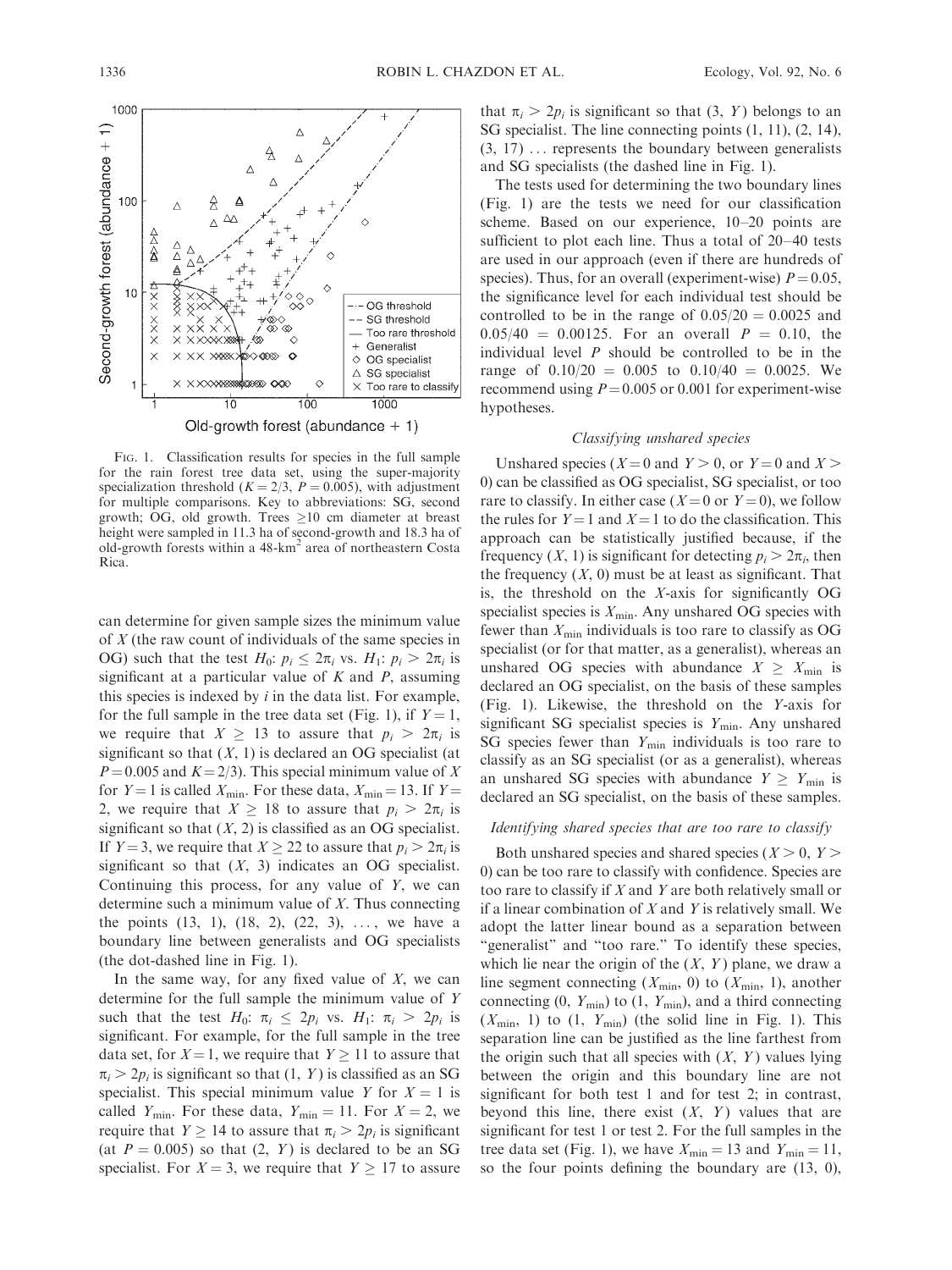FIG. 1. Classification results for species in the full sample for the rain forest tree data set, using the super-majority specialization threshold ($K = 2/3$, $P = 0.005$), with adjustment for multiple comparisons. Key to abbreviations: SG, second growth; OG, old growth. Trees ≥10 cm diameter at breast height were sampled in 11.3 ha of second-growth and 18.3 ha of old-growth forests within a 48-km$^2$ area of northeastern Costa Rica.

can determine for given sample sizes the minimum value of $X$ (the raw count of individuals of the same species in OG) such that the test $H_0$: $p_i \leq 2\pi_i$ vs. $H_1$: $p_i > 2\pi_i$ is significant at a particular value of $K$ and $P$, assuming this species is indexed by $i$ in the data list. For example, for the full sample in the tree data set (Fig. 1), if $Y = 1$, we require that $X \geq 13$ to assure that $p_i > 2\pi_i$ is significant so that $(X, 1)$ is declared an OG specialist (at $P = 0.005$ and $K = 2/3$). This special minimum value of $X$ for $Y = 1$ is called $X_{\min}$. For these data, $X_{\min} = 13$. If $Y = 2$, we require that $X \geq 18$ to assure that $p_i > 2\pi_i$ is significant so that $(X, 2)$ is classified as an OG specialist. If $Y = 3$, we require that $X \geq 22$ to assure that $p_i > 2\pi_i$ is significant so that $(X, 3)$ indicates an OG specialist. Continuing this process, for any value of $Y$, we can determine such a minimum value of $X$. Thus connecting the points (13, 1), (18, 2), (22, 3), ..., we have a boundary line between generalists and OG specialists (the dot-dashed line in Fig. 1).

In the same way, for any fixed value of $X$, we can determine for the full sample the minimum value of $Y$ such that the test $H_0$: $\pi_i \leq 2p_i$ vs. $H_1$: $\pi_i > 2p_i$ is significant. For example, for the full sample in the tree data set, for $X = 1$, we require that $Y \geq 11$ to assure that $\pi_i > 2p_i$ is significant so that $(1, Y)$ is classified as an SG specialist. This special minimum value $Y$ for $X = 1$ is called $Y_{\min}$. For these data, $Y_{\min} = 11$. For $X = 2$, we require that $Y \geq 14$ to assure that $\pi_i > 2p_i$ is significant (at $P = 0.005$) so that $(2, Y)$ is declared to be an SG specialist. For $X = 3$, we require that $Y \geq 17$ to assure that $\pi_i > 2p_i$ is significant so that $(3, Y)$ belongs to an SG specialist. The line connecting points (1, 11), (2, 14), (3, 17) ... represents the boundary between generalists and SG specialists (the dashed line in Fig. 1).

The tests used for determining the two boundary lines (Fig. 1) are the tests we need for our classification scheme. Based on our experience, 10–20 points are sufficient to plot each line. Thus a total of 20–40 tests are used in our approach (even if there are hundreds of species). Thus, for an overall (experiment-wise) $P = 0.05$, the significance level for each individual test should be controlled to be in the range of $0.05/20 = 0.0025$ and $0.05/40 = 0.00125$. For an overall $P = 0.10$, the individual level $P$ should be controlled to be in the range of $0.10/20 = 0.005$ to $0.10/40 = 0.0025$. We recommend using $P = 0.005$ or 0.001 for experiment-wise hypotheses.

### *Classifying unshared species*

Unshared species ($X = 0$ and $Y > 0$, or $Y = 0$ and $X > 0$) can be classified as OG specialist, SG specialist, or too rare to classify. In either case ($X = 0$ or $Y = 0$), we follow the rules for $Y = 1$ and $X = 1$ to do the classification. This approach can be statistically justified because, if the frequency $(X, 1)$ is significant for detecting $p_i > 2\pi_i$, then the frequency $(X, 0)$ must be at least as significant. That is, the threshold on the $X$-axis for significantly OG specialist species is $X_{\min}$. Any unshared OG species with fewer than $X_{\min}$ individuals is too rare to classify as OG specialist (or for that matter, as a generalist), whereas an unshared OG species with abundance $X \geq X_{\min}$ is declared an OG specialist, on the basis of these samples (Fig. 1). Likewise, the threshold on the $Y$-axis for significant SG specialist species is $Y_{\min}$. Any unshared SG species fewer than $Y_{\min}$ individuals is too rare to classify as an SG specialist (or as a generalist), whereas an unshared SG species with abundance $Y \geq Y_{\min}$ is declared an SG specialist, on the basis of these samples.

### *Identifying shared species that are too rare to classify*

Both unshared species and shared species ($X > 0$, $Y > 0$) can be too rare to classify with confidence. Species are too rare to classify if $X$ and $Y$ are both relatively small or if a linear combination of $X$ and $Y$ is relatively small. We adopt the latter linear bound as a separation between "generalist" and "too rare." To identify these species, which lie near the origin of the $(X, Y)$ plane, we draw a line segment connecting $(X_{\min}, 0)$ to $(X_{\min}, 1)$, another connecting $(0, Y_{\min})$ to $(1, Y_{\min})$, and a third connecting $(X_{\min}, 1)$ to $(1, Y_{\min})$ (the solid line in Fig. 1). This separation line can be justified as the line farthest from the origin such that all species with $(X, Y)$ values lying between the origin and this boundary line are not significant for both test 1 and for test 2; in contrast, beyond this line, there exist $(X, Y)$ values that are significant for test 1 or test 2. For the full samples in the tree data set (Fig. 1), we have $X_{\min} = 13$ and $Y_{\min} = 11$, so the four points defining the boundary are (13, 0),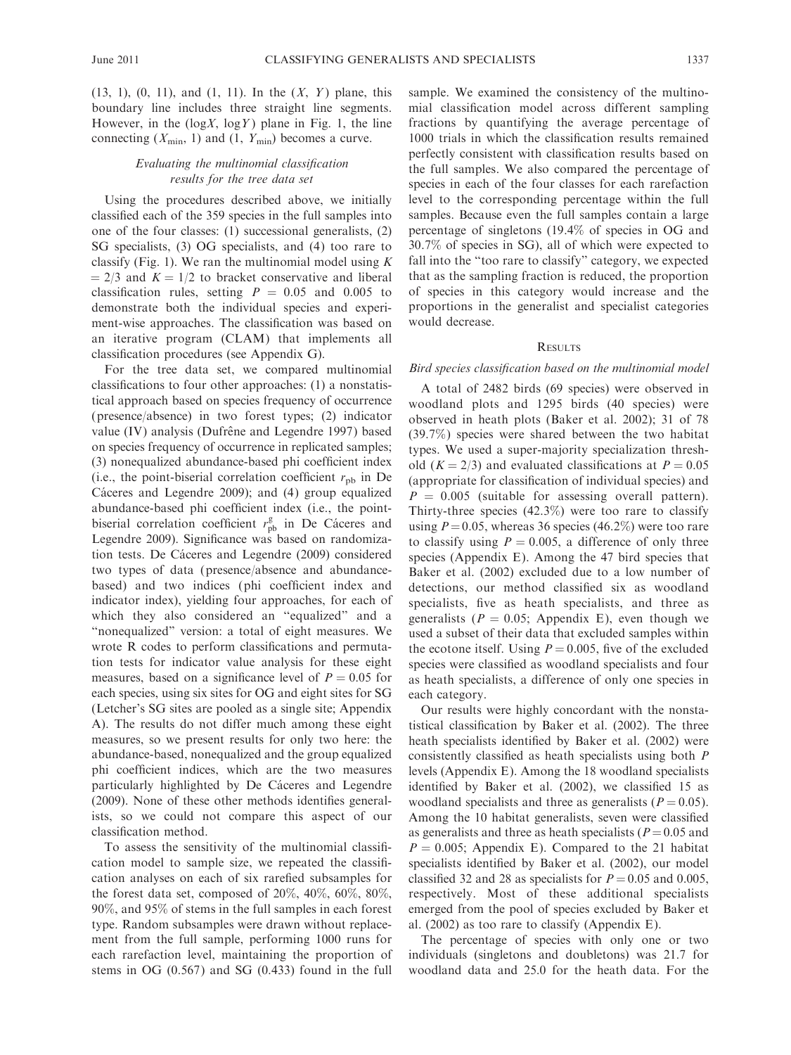(13, 1), (0, 11), and (1, 11). In the $(X, Y)$ plane, this boundary line includes three straight line segments. However, in the $(\log X, \log Y)$ plane in Fig. 1, the line connecting $(X_{\min}, 1)$ and $(1, Y_{\min})$ becomes a curve.

### *Evaluating the multinomial classification results for the tree data set*

Using the procedures described above, we initially classified each of the 359 species in the full samples into one of the four classes: (1) successional generalists, (2) SG specialists, (3) OG specialists, and (4) too rare to classify (Fig. 1). We ran the multinomial model using $K = 2/3$ and $K = 1/2$ to bracket conservative and liberal classification rules, setting $P = 0.05$ and 0.005 to demonstrate both the individual species and experiment-wise approaches. The classification was based on an iterative program (CLAM) that implements all classification procedures (see Appendix G).

For the tree data set, we compared multinomial classifications to four other approaches: (1) a nonstatistical approach based on species frequency of occurrence (presence/absence) in two forest types; (2) indicator value (IV) analysis (Dufrêne and Legendre 1997) based on species frequency of occurrence in replicated samples; (3) nonequalized abundance-based phi coefficient index (i.e., the point-biserial correlation coefficient $r_{\text{pb}}$ in De Cáceres and Legendre 2009); and (4) group equalized abundance-based phi coefficient index (i.e., the point-biserial correlation coefficient $r_{\text{pb}}^{\text{g}}$ in De Cáceres and Legendre 2009). Significance was based on randomization tests. De Cáceres and Legendre (2009) considered two types of data (presence/absence and abundance-based) and two indices (phi coefficient index and indicator index), yielding four approaches, for each of which they also considered an "equalized" and a "nonequalized" version: a total of eight measures. We wrote R codes to perform classifications and permutation tests for indicator value analysis for these eight measures, based on a significance level of $P = 0.05$ for each species, using six sites for OG and eight sites for SG (Letcher's SG sites are pooled as a single site; Appendix A). The results do not differ much among these eight measures, so we present results for only two here: the abundance-based, nonequalized and the group equalized phi coefficient indices, which are the two measures particularly highlighted by De Cáceres and Legendre (2009). None of these other methods identifies generalists, so we could not compare this aspect of our classification method.

To assess the sensitivity of the multinomial classification model to sample size, we repeated the classification analyses on each of six rarefied subsamples for the forest data set, composed of 20%, 40%, 60%, 80%, 90%, and 95% of stems in the full samples in each forest type. Random subsamples were drawn without replacement from the full sample, performing 1000 runs for each rarefaction level, maintaining the proportion of stems in OG (0.567) and SG (0.433) found in the full sample. We examined the consistency of the multinomial classification model across different sampling fractions by quantifying the average percentage of 1000 trials in which the classification results remained perfectly consistent with classification results based on the full samples. We also compared the percentage of species in each of the four classes for each rarefaction level to the corresponding percentage within the full samples. Because even the full samples contain a large percentage of singletons (19.4% of species in OG and 30.7% of species in SG), all of which were expected to fall into the "too rare to classify" category, we expected that as the sampling fraction is reduced, the proportion of species in this category would increase and the proportions in the generalist and specialist categories would decrease.

## Results

### *Bird species classification based on the multinomial model*

A total of 2482 birds (69 species) were observed in woodland plots and 1295 birds (40 species) were observed in heath plots (Baker et al. 2002); 31 of 78 (39.7%) species were shared between the two habitat types. We used a super-majority specialization threshold ($K = 2/3$) and evaluated classifications at $P = 0.05$ (appropriate for classification of individual species) and $P = 0.005$ (suitable for assessing overall pattern). Thirty-three species (42.3%) were too rare to classify using $P = 0.05$, whereas 36 species (46.2%) were too rare to classify using $P = 0.005$, a difference of only three species (Appendix E). Among the 47 bird species that Baker et al. (2002) excluded due to a low number of detections, our method classified six as woodland specialists, five as heath specialists, and three as generalists ($P = 0.05$; Appendix E), even though we used a subset of their data that excluded samples within the ecotone itself. Using $P = 0.005$, five of the excluded species were classified as woodland specialists and four as heath specialists, a difference of only one species in each category.

Our results were highly concordant with the nonstatistical classification by Baker et al. (2002). The three heath specialists identified by Baker et al. (2002) were consistently classified as heath specialists using both $P$ levels (Appendix E). Among the 18 woodland specialists identified by Baker et al. (2002), we classified 15 as woodland specialists and three as generalists ($P = 0.05$). Among the 10 habitat generalists, seven were classified as generalists and three as heath specialists ($P = 0.05$ and $P = 0.005$; Appendix E). Compared to the 21 habitat specialists identified by Baker et al. (2002), our model classified 32 and 28 as specialists for $P = 0.05$ and 0.005, respectively. Most of these additional specialists emerged from the pool of species excluded by Baker et al. (2002) as too rare to classify (Appendix E).

The percentage of species with only one or two individuals (singletons and doubletons) was 21.7 for woodland data and 25.0 for the heath data. For the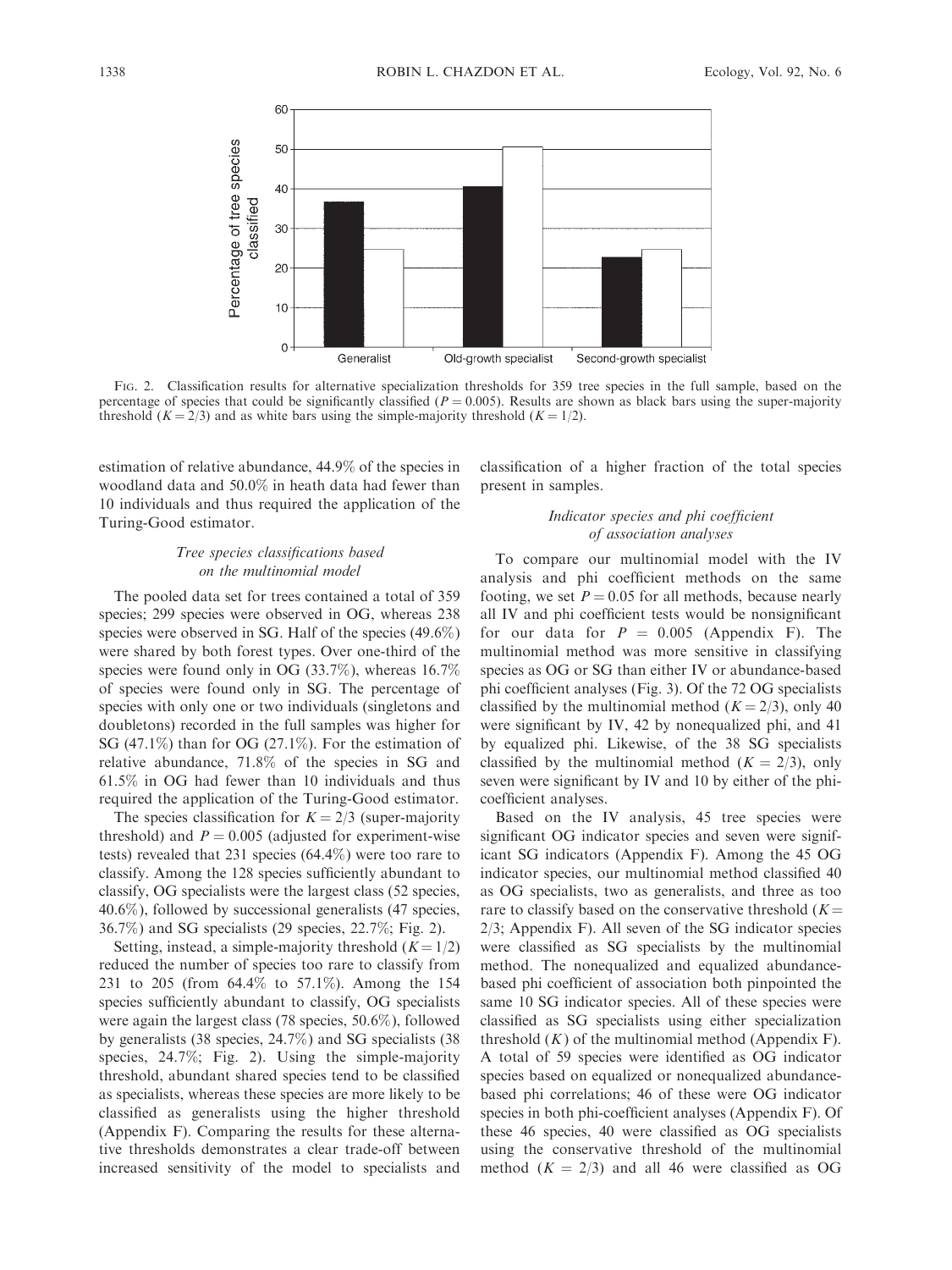FIG. 2. Classification results for alternative specialization thresholds for 359 tree species in the full sample, based on the percentage of species that could be significantly classified ($P = 0.005$). Results are shown as black bars using the super-majority threshold ($K = 2/3$) and as white bars using the simple-majority threshold ($K = 1/2$).

estimation of relative abundance, 44.9% of the species in woodland data and 50.0% in heath data had fewer than 10 individuals and thus required the application of the Turing-Good estimator.

### *Tree species classifications based on the multinomial model*

The pooled data set for trees contained a total of 359 species; 299 species were observed in OG, whereas 238 species were observed in SG. Half of the species (49.6%) were shared by both forest types. Over one-third of the species were found only in OG (33.7%), whereas 16.7% of species were found only in SG. The percentage of species with only one or two individuals (singletons and doubletons) recorded in the full samples was higher for SG (47.1%) than for OG (27.1%). For the estimation of relative abundance, 71.8% of the species in SG and 61.5% in OG had fewer than 10 individuals and thus required the application of the Turing-Good estimator.

The species classification for $K = 2/3$ (super-majority threshold) and $P = 0.005$ (adjusted for experiment-wise tests) revealed that 231 species (64.4%) were too rare to classify. Among the 128 species sufficiently abundant to classify, OG specialists were the largest class (52 species, 40.6%), followed by successional generalists (47 species, 36.7%) and SG specialists (29 species, 22.7%; Fig. 2).

Setting, instead, a simple-majority threshold ($K = 1/2$) reduced the number of species too rare to classify from 231 to 205 (from 64.4% to 57.1%). Among the 154 species sufficiently abundant to classify, OG specialists were again the largest class (78 species, 50.6%), followed by generalists (38 species, 24.7%) and SG specialists (38 species, 24.7%; Fig. 2). Using the simple-majority threshold, abundant shared species tend to be classified as specialists, whereas these species are more likely to be classified as generalists using the higher threshold (Appendix F). Comparing the results for these alternative thresholds demonstrates a clear trade-off between increased sensitivity of the model to specialists and classification of a higher fraction of the total species present in samples.

### *Indicator species and phi coefficient of association analyses*

To compare our multinomial model with the IV analysis and phi coefficient methods on the same footing, we set $P = 0.05$ for all methods, because nearly all IV and phi coefficient tests would be nonsignificant for our data for $P = 0.005$ (Appendix F). The multinomial method was more sensitive in classifying species as OG or SG than either IV or abundance-based phi coefficient analyses (Fig. 3). Of the 72 OG specialists classified by the multinomial method ($K = 2/3$), only 40 were significant by IV, 42 by nonequalized phi, and 41 by equalized phi. Likewise, of the 38 SG specialists classified by the multinomial method ($K = 2/3$), only seven were significant by IV and 10 by either of the phi-coefficient analyses.

Based on the IV analysis, 45 tree species were significant OG indicator species and seven were significant SG indicators (Appendix F). Among the 45 OG indicator species, our multinomial method classified 40 as OG specialists, two as generalists, and three as too rare to classify based on the conservative threshold ($K = 2/3$; Appendix F). All seven of the SG indicator species were classified as SG specialists by the multinomial method. The nonequalized and equalized abundance-based phi coefficient of association both pinpointed the same 10 SG indicator species. All of these species were classified as SG specialists using either specialization threshold ($K$) of the multinomial method (Appendix F). A total of 59 species were identified as OG indicator species based on equalized or nonequalized abundance-based phi correlations; 46 of these were OG indicator species in both phi-coefficient analyses (Appendix F). Of these 46 species, 40 were classified as OG specialists using the conservative threshold of the multinomial method ($K = 2/3$) and all 46 were classified as OG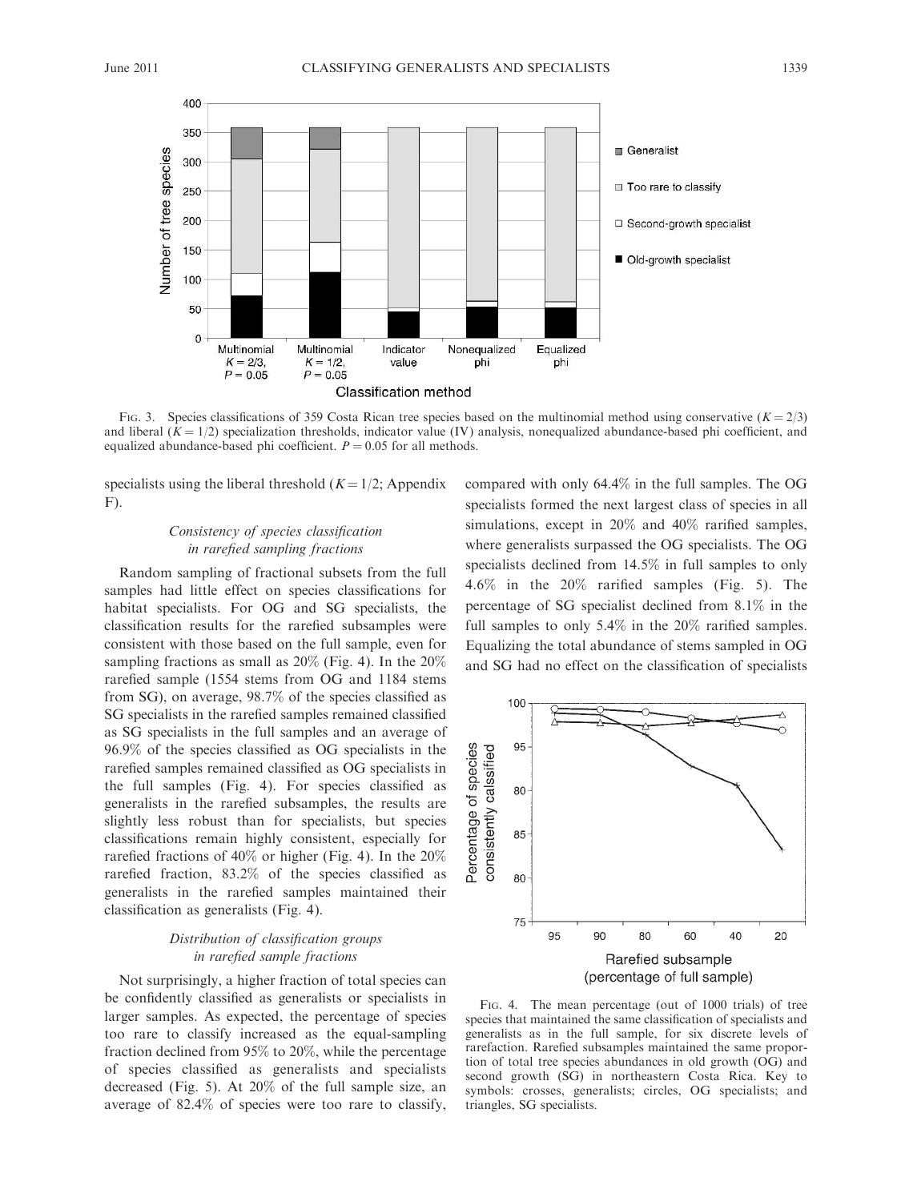FIG. 3. Species classifications of 359 Costa Rican tree species based on the multinomial method using conservative ($K = 2/3$) and liberal ($K = 1/2$) specialization thresholds, indicator value (IV) analysis, nonequalized abundance-based phi coefficient, and equalized abundance-based phi coefficient. $P = 0.05$ for all methods.

specialists using the liberal threshold ($K = 1/2$; Appendix F).

### *Consistency of species classification in rarefied sampling fractions*

Random sampling of fractional subsets from the full samples had little effect on species classifications for habitat specialists. For OG and SG specialists, the classification results for the rarefied subsamples were consistent with those based on the full sample, even for sampling fractions as small as 20% (Fig. 4). In the 20% rarefied sample (1554 stems from OG and 1184 stems from SG), on average, 98.7% of the species classified as SG specialists in the rarefied samples remained classified as SG specialists in the full samples and an average of 96.9% of the species classified as OG specialists in the rarefied samples remained classified as OG specialists in the full samples (Fig. 4). For species classified as generalists in the rarefied subsamples, the results are slightly less robust than for specialists, but species classifications remain highly consistent, especially for rarefied fractions of 40% or higher (Fig. 4). In the 20% rarefied fraction, 83.2% of the species classified as generalists in the rarefied samples maintained their classification as generalists (Fig. 4).

### *Distribution of classification groups in rarefied sample fractions*

Not surprisingly, a higher fraction of total species can be confidently classified as generalists or specialists in larger samples. As expected, the percentage of species too rare to classify increased as the equal-sampling fraction declined from 95% to 20%, while the percentage of species classified as generalists and specialists decreased (Fig. 5). At 20% of the full sample size, an average of 82.4% of species were too rare to classify, compared with only 64.4% in the full samples. The OG specialists formed the next largest class of species in all simulations, except in 20% and 40% rarified samples, where generalists surpassed the OG specialists. The OG specialists declined from 14.5% in full samples to only 4.6% in the 20% rarified samples (Fig. 5). The percentage of SG specialist declined from 8.1% in the full samples to only 5.4% in the 20% rarified samples. Equalizing the total abundance of stems sampled in OG and SG had no effect on the classification of specialists

FIG. 4. The mean percentage (out of 1000 trials) of tree species that maintained the same classification of specialists and generalists as in the full sample, for six discrete levels of rarefaction. Rarefied subsamples maintained the same proportion of total tree species abundances in old growth (OG) and second growth (SG) in northeastern Costa Rica. Key to symbols: crosses, generalists; circles, OG specialists; and triangles, SG specialists.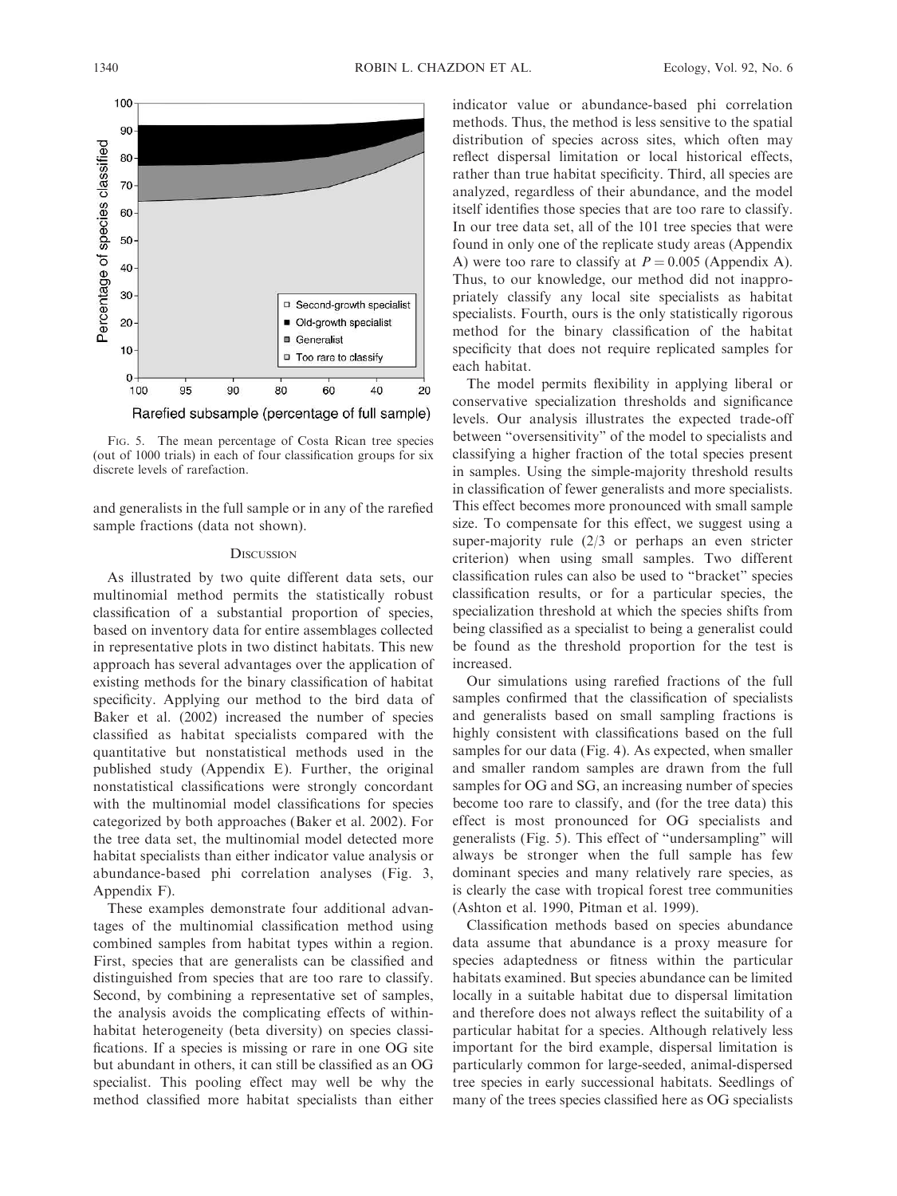100
90
80
70
60
50
40
30
20
10
0

Percentage of species classified

100 95 90 80 60 40 20

Rarefied subsample (percentage of full sample)

Second-growth specialist
Old-growth specialist
Generalist
Too rare to classify

FIG. 5. The mean percentage of Costa Rican tree species (out of 1000 trials) in each of four classification groups for six discrete levels of rarefaction.

and generalists in the full sample or in any of the rarefied sample fractions (data not shown).

## DISCUSSION

As illustrated by two quite different data sets, our multinomial method permits the statistically robust classification of a substantial proportion of species, based on inventory data for entire assemblages collected in representative plots in two distinct habitats. This new approach has several advantages over the application of existing methods for the binary classification of habitat specificity. Applying our method to the bird data of Baker et al. (2002) increased the number of species classified as habitat specialists compared with the quantitative but nonstatistical methods used in the published study (Appendix E). Further, the original nonstatistical classifications were strongly concordant with the multinomial model classifications for species categorized by both approaches (Baker et al. 2002). For the tree data set, the multinomial model detected more habitat specialists than either indicator value analysis or abundance-based phi correlation analyses (Fig. 3, Appendix F).

These examples demonstrate four additional advantages of the multinomial classification method using combined samples from habitat types within a region. First, species that are generalists can be classified and distinguished from species that are too rare to classify. Second, by combining a representative set of samples, the analysis avoids the complicating effects of within-habitat heterogeneity (beta diversity) on species classifications. If a species is missing or rare in one OG site but abundant in others, it can still be classified as an OG specialist. This pooling effect may well be why the method classified more habitat specialists than either indicator value or abundance-based phi correlation methods. Thus, the method is less sensitive to the spatial distribution of species across sites, which often may reflect dispersal limitation or local historical effects, rather than true habitat specificity. Third, all species are analyzed, regardless of their abundance, and the model itself identifies those species that are too rare to classify. In our tree data set, all of the 101 tree species that were found in only one of the replicate study areas (Appendix A) were too rare to classify at $P = 0.005$ (Appendix A). Thus, to our knowledge, our method did not inappropriately classify any local site specialists as habitat specialists. Fourth, ours is the only statistically rigorous method for the binary classification of the habitat specificity that does not require replicated samples for each habitat.

The model permits flexibility in applying liberal or conservative specialization thresholds and significance levels. Our analysis illustrates the expected trade-off between "oversensitivity" of the model to specialists and classifying a higher fraction of the total species present in samples. Using the simple-majority threshold results in classification of fewer generalists and more specialists. This effect becomes more pronounced with small sample size. To compensate for this effect, we suggest using a super-majority rule (2/3 or perhaps an even stricter criterion) when using small samples. Two different classification rules can also be used to "bracket" species classification results, or for a particular species, the specialization threshold at which the species shifts from being classified as a specialist to being a generalist could be found as the threshold proportion for the test is increased.

Our simulations using rarefied fractions of the full samples confirmed that the classification of specialists and generalists based on small sampling fractions is highly consistent with classifications based on the full samples for our data (Fig. 4). As expected, when smaller and smaller random samples are drawn from the full samples for OG and SG, an increasing number of species become too rare to classify, and (for the tree data) this effect is most pronounced for OG specialists and generalists (Fig. 5). This effect of "undersampling" will always be stronger when the full sample has few dominant species and many relatively rare species, as is clearly the case with tropical forest tree communities (Ashton et al. 1990, Pitman et al. 1999).

Classification methods based on species abundance data assume that abundance is a proxy measure for species adaptedness or fitness within the particular habitats examined. But species abundance can be limited locally in a suitable habitat due to dispersal limitation and therefore does not always reflect the suitability of a particular habitat for a species. Although relatively less important for the bird example, dispersal limitation is particularly common for large-seeded, animal-dispersed tree species in early successional habitats. Seedlings of many of the trees species classified here as OG specialists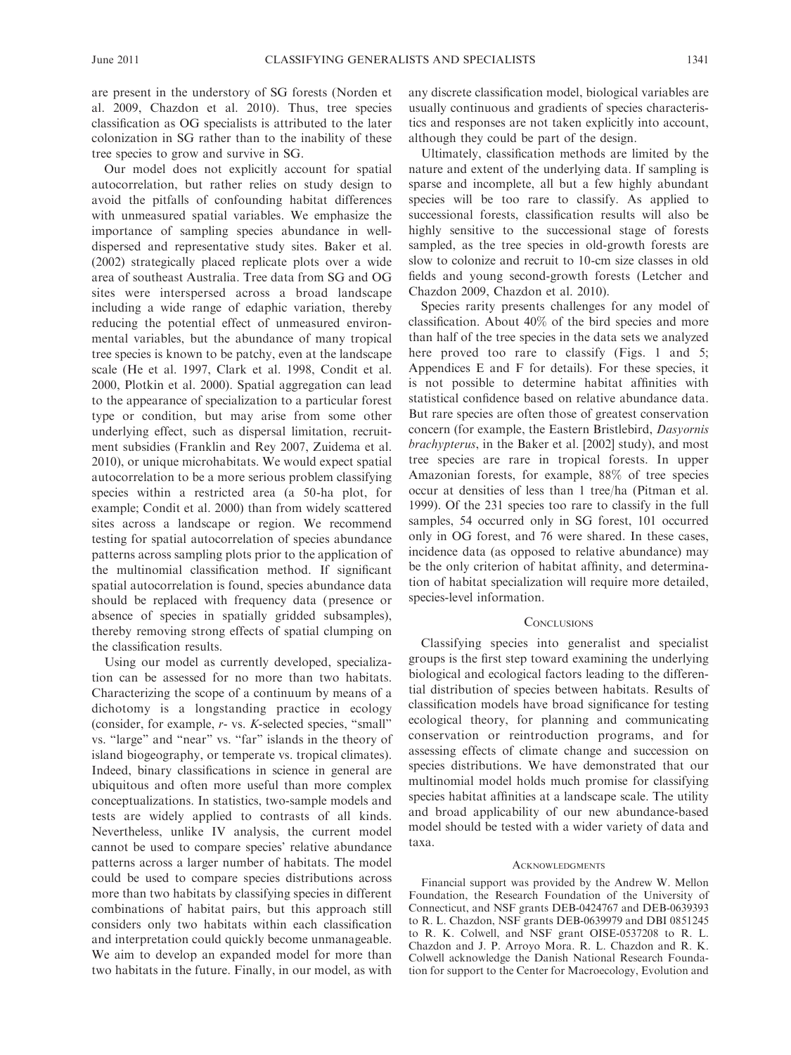are present in the understory of SG forests (Norden et al. 2009, Chazdon et al. 2010). Thus, tree species classification as OG specialists is attributed to the later colonization in SG rather than to the inability of these tree species to grow and survive in SG.

Our model does not explicitly account for spatial autocorrelation, but rather relies on study design to avoid the pitfalls of confounding habitat differences with unmeasured spatial variables. We emphasize the importance of sampling species abundance in well-dispersed and representative study sites. Baker et al. (2002) strategically placed replicate plots over a wide area of southeast Australia. Tree data from SG and OG sites were interspersed across a broad landscape including a wide range of edaphic variation, thereby reducing the potential effect of unmeasured environmental variables, but the abundance of many tropical tree species is known to be patchy, even at the landscape scale (He et al. 1997, Clark et al. 1998, Condit et al. 2000, Plotkin et al. 2000). Spatial aggregation can lead to the appearance of specialization to a particular forest type or condition, but may arise from some other underlying effect, such as dispersal limitation, recruitment subsidies (Franklin and Rey 2007, Zuidema et al. 2010), or unique microhabitats. We would expect spatial autocorrelation to be a more serious problem classifying species within a restricted area (a 50-ha plot, for example; Condit et al. 2000) than from widely scattered sites across a landscape or region. We recommend testing for spatial autocorrelation of species abundance patterns across sampling plots prior to the application of the multinomial classification method. If significant spatial autocorrelation is found, species abundance data should be replaced with frequency data (presence or absence of species in spatially gridded subsamples), thereby removing strong effects of spatial clumping on the classification results.

Using our model as currently developed, specialization can be assessed for no more than two habitats. Characterizing the scope of a continuum by means of a dichotomy is a longstanding practice in ecology (consider, for example, *r*- vs. *K*-selected species, "small" vs. "large" and "near" vs. "far" islands in the theory of island biogeography, or temperate vs. tropical climates). Indeed, binary classifications in science in general are ubiquitous and often more useful than more complex conceptualizations. In statistics, two-sample models and tests are widely applied to contrasts of all kinds. Nevertheless, unlike IV analysis, the current model cannot be used to compare species' relative abundance patterns across a larger number of habitats. The model could be used to compare species distributions across more than two habitats by classifying species in different combinations of habitat pairs, but this approach still considers only two habitats within each classification and interpretation could quickly become unmanageable. We aim to develop an expanded model for more than two habitats in the future. Finally, in our model, as with any discrete classification model, biological variables are usually continuous and gradients of species characteristics and responses are not taken explicitly into account, although they could be part of the design.

Ultimately, classification methods are limited by the nature and extent of the underlying data. If sampling is sparse and incomplete, all but a few highly abundant species will be too rare to classify. As applied to successional forests, classification results will also be highly sensitive to the successional stage of forests sampled, as the tree species in old-growth forests are slow to colonize and recruit to 10-cm size classes in old fields and young second-growth forests (Letcher and Chazdon 2009, Chazdon et al. 2010).

Species rarity presents challenges for any model of classification. About 40% of the bird species and more than half of the tree species in the data sets we analyzed here proved too rare to classify (Figs. 1 and 5; Appendices E and F for details). For these species, it is not possible to determine habitat affinities with statistical confidence based on relative abundance data. But rare species are often those of greatest conservation concern (for example, the Eastern Bristlebird, *Dasyornis brachypterus*, in the Baker et al. [2002] study), and most tree species are rare in tropical forests. In upper Amazonian forests, for example, 88% of tree species occur at densities of less than 1 tree/ha (Pitman et al. 1999). Of the 231 species too rare to classify in the full samples, 54 occurred only in SG forest, 101 occurred only in OG forest, and 76 were shared. In these cases, incidence data (as opposed to relative abundance) may be the only criterion of habitat affinity, and determination of habitat specialization will require more detailed, species-level information.

## Conclusions

Classifying species into generalist and specialist groups is the first step toward examining the underlying biological and ecological factors leading to the differential distribution of species between habitats. Results of classification models have broad significance for testing ecological theory, for planning and communicating conservation or reintroduction programs, and for assessing effects of climate change and succession on species distributions. We have demonstrated that our multinomial model holds much promise for classifying species habitat affinities at a landscape scale. The utility and broad applicability of our new abundance-based model should be tested with a wider variety of data and taxa.

## Acknowledgments

Financial support was provided by the Andrew W. Mellon Foundation, the Research Foundation of the University of Connecticut, and NSF grants DEB-0424767 and DEB-0639393 to R. L. Chazdon, NSF grants DEB-0639979 and DBI 0851245 to R. K. Colwell, and NSF grant OISE-0537208 to R. L. Chazdon and J. P. Arroyo Mora. R. L. Chazdon and R. K. Colwell acknowledge the Danish National Research Foundation for support to the Center for Macroecology, Evolution and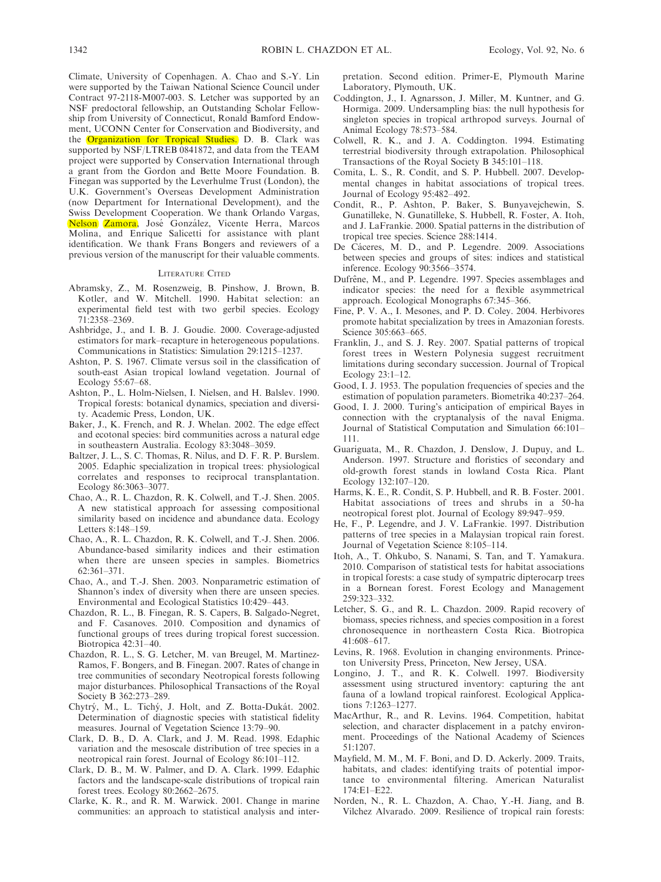Climate, University of Copenhagen. A. Chao and S.-Y. Lin were supported by the Taiwan National Science Council under Contract 97-2118-M007-003. S. Letcher was supported by an NSF predoctoral fellowship, an Outstanding Scholar Fellowship from University of Connecticut, Ronald Bamford Endowment, UCONN Center for Conservation and Biodiversity, and the Organization for Tropical Studies. D. B. Clark was supported by NSF/LTREB 0841872, and data from the TEAM project were supported by Conservation International through a grant from the Gordon and Bette Moore Foundation. B. Finegan was supported by the Leverhulme Trust (London), the U.K. Government's Overseas Development Administration (now Department for International Development), and the Swiss Development Cooperation. We thank Orlando Vargas, Nelson Zamora, José González, Vicente Herra, Marcos Molina, and Enrique Salicetti for assistance with plant identification. We thank Frans Bongers and reviewers of a previous version of the manuscript for their valuable comments.

## Literature Cited

Abramsky, Z., M. Rosenzweig, B. Pinshow, J. Brown, B. Kotler, and W. Mitchell. 1990. Habitat selection: an experimental field test with two gerbil species. Ecology 71:2358–2369.

Ashbridge, J., and I. B. J. Goudie. 2000. Coverage-adjusted estimators for mark–recapture in heterogeneous populations. Communications in Statistics: Simulation 29:1215–1237.

Ashton, P. S. 1967. Climate versus soil in the classification of south-east Asian tropical lowland vegetation. Journal of Ecology 55:67–68.

Ashton, P., L. Holm-Nielsen, I. Nielsen, and H. Balslev. 1990. Tropical forests: botanical dynamics, speciation and diversity. Academic Press, London, UK.

Baker, J., K. French, and R. J. Whelan. 2002. The edge effect and ecotonal species: bird communities across a natural edge in southeastern Australia. Ecology 83:3048–3059.

Baltzer, J. L., S. C. Thomas, R. Nilus, and D. F. R. P. Burslem. 2005. Edaphic specialization in tropical trees: physiological correlates and responses to reciprocal transplantation. Ecology 86:3063–3077.

Chao, A., R. L. Chazdon, R. K. Colwell, and T.-J. Shen. 2005. A new statistical approach for assessing compositional similarity based on incidence and abundance data. Ecology Letters 8:148–159.

Chao, A., R. L. Chazdon, R. K. Colwell, and T.-J. Shen. 2006. Abundance-based similarity indices and their estimation when there are unseen species in samples. Biometrics 62:361–371.

Chao, A., and T.-J. Shen. 2003. Nonparametric estimation of Shannon's index of diversity when there are unseen species. Environmental and Ecological Statistics 10:429–443.

Chazdon, R. L., B. Finegan, R. S. Capers, B. Salgado-Negret, and F. Casanoves. 2010. Composition and dynamics of functional groups of trees during tropical forest succession. Biotropica 42:31–40.

Chazdon, R. L., S. G. Letcher, M. van Breugel, M. Martinez-Ramos, F. Bongers, and B. Finegan. 2007. Rates of change in tree communities of secondary Neotropical forests following major disturbances. Philosophical Transactions of the Royal Society B 362:273–289.

Chytrý, M., L. Tichý, J. Holt, and Z. Botta-Dukát. 2002. Determination of diagnostic species with statistical fidelity measures. Journal of Vegetation Science 13:79–90.

Clark, D. B., D. A. Clark, and J. M. Read. 1998. Edaphic variation and the mesoscale distribution of tree species in a neotropical rain forest. Journal of Ecology 86:101–112.

Clark, D. B., M. W. Palmer, and D. A. Clark. 1999. Edaphic factors and the landscape-scale distributions of tropical rain forest trees. Ecology 80:2662–2675.

Clarke, K. R., and R. M. Warwick. 2001. Change in marine communities: an approach to statistical analysis and interpretation. Second edition. Primer-E, Plymouth Marine Laboratory, Plymouth, UK.

Coddington, J., I. Agnarsson, J. Miller, M. Kuntner, and G. Hormiga. 2009. Undersampling bias: the null hypothesis for singleton species in tropical arthropod surveys. Journal of Animal Ecology 78:573–584.

Colwell, R. K., and J. A. Coddington. 1994. Estimating terrestrial biodiversity through extrapolation. Philosophical Transactions of the Royal Society B 345:101–118.

Comita, L. S., R. Condit, and S. P. Hubbell. 2007. Developmental changes in habitat associations of tropical trees. Journal of Ecology 95:482–492.

Condit, R., P. Ashton, P. Baker, S. Bunyavejchewin, S. Gunatilleke, N. Gunatilleke, S. Hubbell, R. Foster, A. Itoh, and J. LaFrankie. 2000. Spatial patterns in the distribution of tropical tree species. Science 288:1414.

De Cáceres, M. D., and P. Legendre. 2009. Associations between species and groups of sites: indices and statistical inference. Ecology 90:3566–3574.

Dufrêne, M., and P. Legendre. 1997. Species assemblages and indicator species: the need for a flexible asymmetrical approach. Ecological Monographs 67:345–366.

Fine, P. V. A., I. Mesones, and P. D. Coley. 2004. Herbivores promote habitat specialization by trees in Amazonian forests. Science 305:663–665.

Franklin, J., and S. J. Rey. 2007. Spatial patterns of tropical forest trees in Western Polynesia suggest recruitment limitations during secondary succession. Journal of Tropical Ecology 23:1–12.

Good, I. J. 1953. The population frequencies of species and the estimation of population parameters. Biometrika 40:237–264.

Good, I. J. 2000. Turing's anticipation of empirical Bayes in connection with the cryptanalysis of the naval Enigma. Journal of Statistical Computation and Simulation 66:101–111.

Guariguata, M., R. Chazdon, J. Denslow, J. Dupuy, and L. Anderson. 1997. Structure and floristics of secondary and old-growth forest stands in lowland Costa Rica. Plant Ecology 132:107–120.

Harms, K. E., R. Condit, S. P. Hubbell, and R. B. Foster. 2001. Habitat associations of trees and shrubs in a 50-ha neotropical forest plot. Journal of Ecology 89:947–959.

He, F., P. Legendre, and J. V. LaFrankie. 1997. Distribution patterns of tree species in a Malaysian tropical rain forest. Journal of Vegetation Science 8:105–114.

Itoh, A., T. Ohkubo, S. Nanami, S. Tan, and T. Yamakura. 2010. Comparison of statistical tests for habitat associations in tropical forests: a case study of sympatric dipterocarp trees in a Bornean forest. Forest Ecology and Management 259:323–332.

Letcher, S. G., and R. L. Chazdon. 2009. Rapid recovery of biomass, species richness, and species composition in a forest chronosequence in northeastern Costa Rica. Biotropica 41:608–617.

Levins, R. 1968. Evolution in changing environments. Princeton University Press, Princeton, New Jersey, USA.

Longino, J. T., and R. K. Colwell. 1997. Biodiversity assessment using structured inventory: capturing the ant fauna of a lowland tropical rainforest. Ecological Applications 7:1263–1277.

MacArthur, R., and R. Levins. 1964. Competition, habitat selection, and character displacement in a patchy environment. Proceedings of the National Academy of Sciences 51:1207.

Mayfield, M. M., M. F. Boni, and D. D. Ackerly. 2009. Traits, habitats, and clades: identifying traits of potential importance to environmental filtering. American Naturalist 174:E1–E22.

Norden, N., R. L. Chazdon, A. Chao, Y.-H. Jiang, and B. Vilchez Alvarado. 2009. Resilience of tropical rain forests: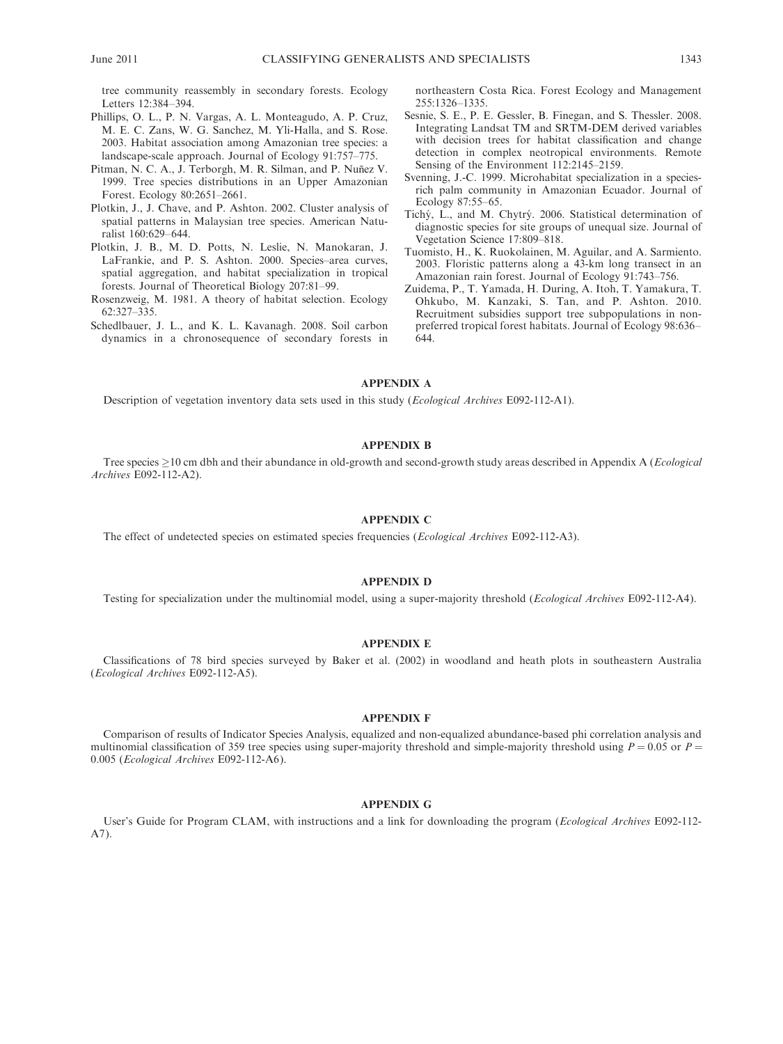tree community reassembly in secondary forests. Ecology Letters 12:384–394.

Phillips, O. L., P. N. Vargas, A. L. Monteagudo, A. P. Cruz, M. E. C. Zans, W. G. Sanchez, M. Yli-Halla, and S. Rose. 2003. Habitat association among Amazonian tree species: a landscape-scale approach. Journal of Ecology 91:757–775.

Pitman, N. C. A., J. Terborgh, M. R. Silman, and P. Nuñez V. 1999. Tree species distributions in an Upper Amazonian Forest. Ecology 80:2651–2661.

Plotkin, J., J. Chave, and P. Ashton. 2002. Cluster analysis of spatial patterns in Malaysian tree species. American Naturalist 160:629–644.

Plotkin, J. B., M. D. Potts, N. Leslie, N. Manokaran, J. LaFrankie, and P. S. Ashton. 2000. Species–area curves, spatial aggregation, and habitat specialization in tropical forests. Journal of Theoretical Biology 207:81–99.

Rosenzweig, M. 1981. A theory of habitat selection. Ecology 62:327–335.

Schedlbauer, J. L., and K. L. Kavanagh. 2008. Soil carbon dynamics in a chronosequence of secondary forests in northeastern Costa Rica. Forest Ecology and Management 255:1326–1335.

Sesnie, S. E., P. E. Gessler, B. Finegan, and S. Thessler. 2008. Integrating Landsat TM and SRTM-DEM derived variables with decision trees for habitat classification and change detection in complex neotropical environments. Remote Sensing of the Environment 112:2145–2159.

Svenning, J.-C. 1999. Microhabitat specialization in a species-rich palm community in Amazonian Ecuador. Journal of Ecology 87:55–65.

Tichý, L., and M. Chytrý. 2006. Statistical determination of diagnostic species for site groups of unequal size. Journal of Vegetation Science 17:809–818.

Tuomisto, H., K. Ruokolainen, M. Aguilar, and A. Sarmiento. 2003. Floristic patterns along a 43-km long transect in an Amazonian rain forest. Journal of Ecology 91:743–756.

Zuidema, P., T. Yamada, H. During, A. Itoh, T. Yamakura, T. Ohkubo, M. Kanzaki, S. Tan, and P. Ashton. 2010. Recruitment subsidies support tree subpopulations in non-preferred tropical forest habitats. Journal of Ecology 98:636–644.

## APPENDIX A

Description of vegetation inventory data sets used in this study (*Ecological Archives* E092-112-A1).

## APPENDIX B

Tree species ≥10 cm dbh and their abundance in old-growth and second-growth study areas described in Appendix A (*Ecological Archives* E092-112-A2).

## APPENDIX C

The effect of undetected species on estimated species frequencies (*Ecological Archives* E092-112-A3).

## APPENDIX D

Testing for specialization under the multinomial model, using a super-majority threshold (*Ecological Archives* E092-112-A4).

## APPENDIX E

Classifications of 78 bird species surveyed by Baker et al. (2002) in woodland and heath plots in southeastern Australia (*Ecological Archives* E092-112-A5).

## APPENDIX F

Comparison of results of Indicator Species Analysis, equalized and non-equalized abundance-based phi correlation analysis and multinomial classification of 359 tree species using super-majority threshold and simple-majority threshold using $P = 0.05$ or $P = 0.005$ (*Ecological Archives* E092-112-A6).

## APPENDIX G

User's Guide for Program CLAM, with instructions and a link for downloading the program (*Ecological Archives* E092-112-A7).